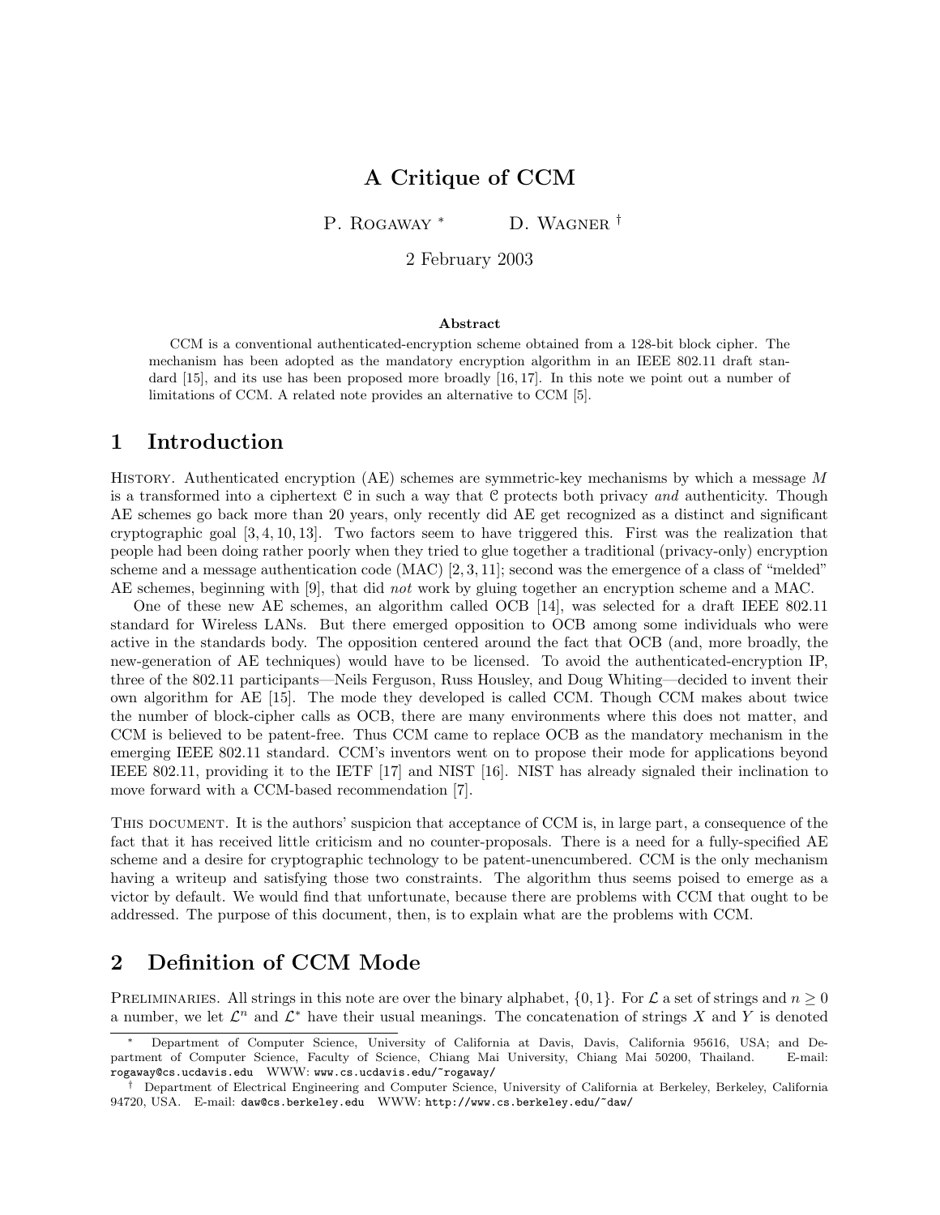# A Critique of CCM

P. Rogaway [*] D. Wagner [†]

2 February 2003

### Abstract

CCM is a conventional authenticated-encryption scheme obtained from a 128-bit block cipher. The mechanism has been adopted as the mandatory encryption algorithm in an IEEE 802.11 draft standard [15], and its use has been proposed more broadly [16, 17]. In this note we point out a number of limitations of CCM. A related note provides an alternative to CCM [5].

## 1 Introduction

History. Authenticated encryption (AE) schemes are symmetric-key mechanisms by which a message $M$ is a transformed into a ciphertext $\mathcal{C}$ in such a way that $\mathcal{C}$ protects both privacy *and* authenticity. Though AE schemes go back more than 20 years, only recently did AE get recognized as a distinct and significant cryptographic goal [3, 4, 10, 13]. Two factors seem to have triggered this. First was the realization that people had been doing rather poorly when they tried to glue together a traditional (privacy-only) encryption scheme and a message authentication code (MAC) [2, 3, 11]; second was the emergence of a class of "melded" AE schemes, beginning with [9], that did *not* work by gluing together an encryption scheme and a MAC.

One of these new AE schemes, an algorithm called OCB [14], was selected for a draft IEEE 802.11 standard for Wireless LANs. But there emerged opposition to OCB among some individuals who were active in the standards body. The opposition centered around the fact that OCB (and, more broadly, the new-generation of AE techniques) would have to be licensed. To avoid the authenticated-encryption IP, three of the 802.11 participants—Neils Ferguson, Russ Housley, and Doug Whiting—decided to invent their own algorithm for AE [15]. The mode they developed is called CCM. Though CCM makes about twice the number of block-cipher calls as OCB, there are many environments where this does not matter, and CCM is believed to be patent-free. Thus CCM came to replace OCB as the mandatory mechanism in the emerging IEEE 802.11 standard. CCM's inventors went on to propose their mode for applications beyond IEEE 802.11, providing it to the IETF [17] and NIST [16]. NIST has already signaled their inclination to move forward with a CCM-based recommendation [7].

This document. It is the authors' suspicion that acceptance of CCM is, in large part, a consequence of the fact that it has received little criticism and no counter-proposals. There is a need for a fully-specified AE scheme and a desire for cryptographic technology to be patent-unencumbered. CCM is the only mechanism having a writeup and satisfying those two constraints. The algorithm thus seems poised to emerge as a victor by default. We would find that unfortunate, because there are problems with CCM that ought to be addressed. The purpose of this document, then, is to explain what are the problems with CCM.

## 2 Definition of CCM Mode

Preliminaries. All strings in this note are over the binary alphabet, $\{0, 1\}$. For $\mathcal{L}$ a set of strings and $n \geq 0$ a number, we let $\mathcal{L}^n$ and $\mathcal{L}^*$ have their usual meanings. The concatenation of strings $X$ and $Y$ is denoted

---

[*] Department of Computer Science, University of California at Davis, Davis, California 95616, USA; and Department of Computer Science, Faculty of Science, Chiang Mai University, Chiang Mai 50200, Thailand. E-mail: rogaway@cs.ucdavis.edu WWW: www.cs.ucdavis.edu/~rogaway/

[†] Department of Electrical Engineering and Computer Science, University of California at Berkeley, Berkeley, California 94720, USA. E-mail: daw@cs.berkeley.edu WWW: http://www.cs.berkeley.edu/~daw/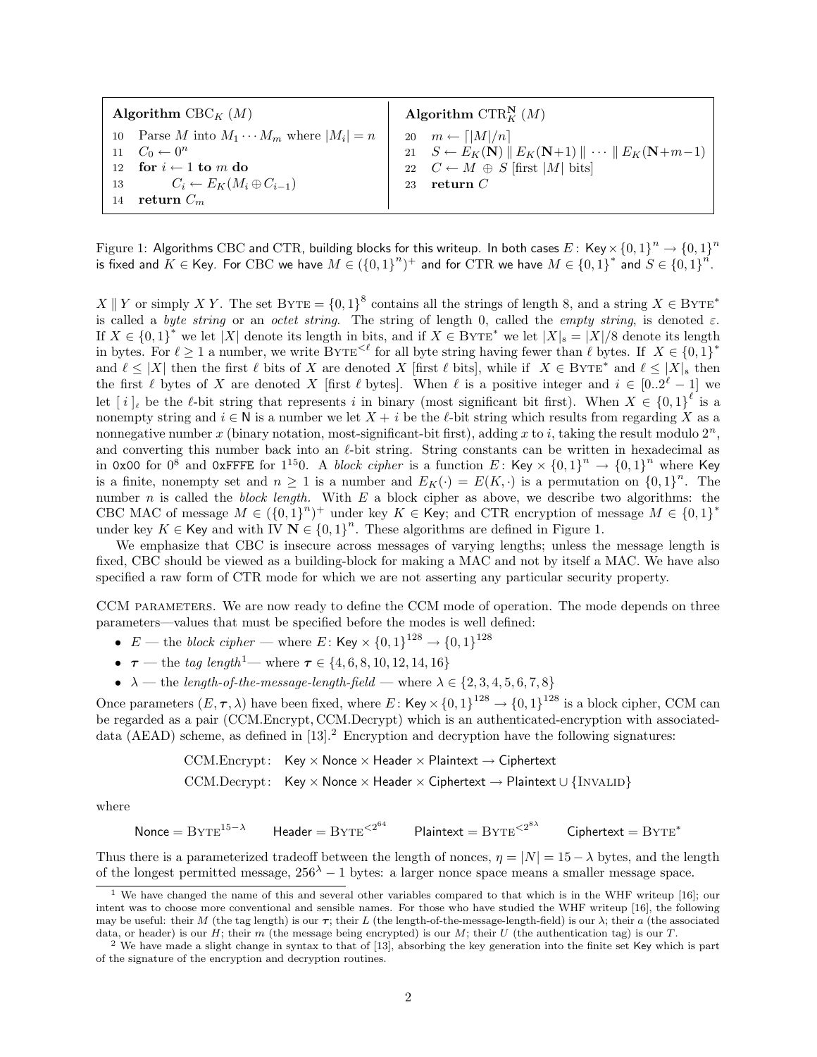**Algorithm** $\mathrm{CBC}_K\ (M)$

```
10  Parse M into M_1 ··· M_m where |M_i| = n
11  C_0 ← 0^n
12  for i ← 1 to m do
13      C_i ← E_K(M_i ⊕ C_{i−1})
14  return C_m
```

**Algorithm** $\mathrm{CTR}_K^{\mathbf{N}}\ (M)$

```
20  m ← ⌈|M|/n⌉
21  S ← E_K(N) ∥ E_K(N+1) ∥ ··· ∥ E_K(N+m−1)
22  C ← M ⊕ S [first |M| bits]
23  return C
```

Figure 1: Algorithms CBC and CTR, building blocks for this writeup. In both cases $E\colon \mathsf{Key} \times \{0,1\}^n \to \{0,1\}^n$ is fixed and $K \in \mathsf{Key}$. For CBC we have $M \in (\{0,1\}^n)^+$ and for CTR we have $M \in \{0,1\}^*$ and $S \in \{0,1\}^n$.

$X \,\|\, Y$ or simply $X\,Y$. The set $\mathrm{BYTE} = \{0,1\}^8$ contains all the strings of length 8, and a string $X \in \mathrm{BYTE}^*$ is called a *byte string* or an *octet string*. The string of length 0, called the *empty string*, is denoted $\varepsilon$. If $X \in \{0,1\}^*$ we let $|X|$ denote its length in bits, and if $X \in \mathrm{BYTE}^*$ we let $|X|_s = |X|/8$ denote its length in bytes. For $\ell \geq 1$ a number, we write $\mathrm{BYTE}^{<\ell}$ for all byte string having fewer than $\ell$ bytes. If $X \in \{0,1\}^*$ and $\ell \leq |X|$ then the first $\ell$ bits of $X$ are denoted $X$ [first $\ell$ bits], while if $X \in \mathrm{BYTE}^*$ and $\ell \leq |X|_s$ then the first $\ell$ bytes of $X$ are denoted $X$ [first $\ell$ bytes]. When $\ell$ is a positive integer and $i \in [0..2^\ell - 1]$ we let $[\,i\,]_\ell$ be the $\ell$-bit string that represents $i$ in binary (most significant bit first). When $X \in \{0,1\}^\ell$ is a nonempty string and $i \in \mathsf{N}$ is a number we let $X + i$ be the $\ell$-bit string which results from regarding $X$ as a nonnegative number $x$ (binary notation, most-significant-bit first), adding $x$ to $i$, taking the result modulo $2^n$, and converting this number back into an $\ell$-bit string. String constants can be written in hexadecimal as in `0x00` for $0^8$ and `0xFFFE` for $1^{15}0$. A *block cipher* is a function $E\colon \mathsf{Key} \times \{0,1\}^n \to \{0,1\}^n$ where $\mathsf{Key}$ is a finite, nonempty set and $n \geq 1$ is a number and $E_K(\cdot) = E(K, \cdot)$ is a permutation on $\{0,1\}^n$. The number $n$ is called the *block length.* With $E$ a block cipher as above, we describe two algorithms: the CBC MAC of message $M \in (\{0,1\}^n)^+$ under key $K \in \mathsf{Key}$; and CTR encryption of message $M \in \{0,1\}^*$ under key $K \in \mathsf{Key}$ and with IV $\mathbf{N} \in \{0,1\}^n$. These algorithms are defined in Figure 1.

We emphasize that CBC is insecure across messages of varying lengths; unless the message length is fixed, CBC should be viewed as a building-block for making a MAC and not by itself a MAC. We have also specified a raw form of CTR mode for which we are not asserting any particular security property.

CCM PARAMETERS. We are now ready to define the CCM mode of operation. The mode depends on three parameters—values that must be specified before the modes is well defined:

- $E$ — the *block cipher* — where $E\colon \mathsf{Key} \times \{0,1\}^{128} \to \{0,1\}^{128}$
- $\boldsymbol{\tau}$ — the *tag length*[1]— where $\boldsymbol{\tau} \in \{4, 6, 8, 10, 12, 14, 16\}$
- $\lambda$ — the *length-of-the-message-length-field* — where $\lambda \in \{2, 3, 4, 5, 6, 7, 8\}$

Once parameters $(E, \boldsymbol{\tau}, \lambda)$ have been fixed, where $E\colon \mathsf{Key} \times \{0,1\}^{128} \to \{0,1\}^{128}$ is a block cipher, CCM can be regarded as a pair (CCM.Encrypt, CCM.Decrypt) which is an authenticated-encryption with associated-data (AEAD) scheme, as defined in [13].[2] Encryption and decryption have the following signatures:

$$\text{CCM.Encrypt}\colon\ \ \mathsf{Key} \times \mathsf{Nonce} \times \mathsf{Header} \times \mathsf{Plaintext} \to \mathsf{Ciphertext}$$

$$\text{CCM.Decrypt}\colon\ \ \mathsf{Key} \times \mathsf{Nonce} \times \mathsf{Header} \times \mathsf{Ciphertext} \to \mathsf{Plaintext} \cup \{\mathrm{INVALID}\}$$

where

$$\mathsf{Nonce} = \mathrm{BYTE}^{15-\lambda} \qquad \mathsf{Header} = \mathrm{BYTE}^{<2^{64}} \qquad \mathsf{Plaintext} = \mathrm{BYTE}^{<2^{8\lambda}} \qquad \mathsf{Ciphertext} = \mathrm{BYTE}^*$$

Thus there is a parameterized tradeoff between the length of nonces, $\eta = |N| = 15 - \lambda$ bytes, and the length of the longest permitted message, $256^\lambda - 1$ bytes: a larger nonce space means a smaller message space.

[1] We have changed the name of this and several other variables compared to that which is in the WHF writeup [16]; our intent was to choose more conventional and sensible names. For those who have studied the WHF writeup [16], the following may be useful: their $M$ (the tag length) is our $\boldsymbol{\tau}$; their $L$ (the length-of-the-message-length-field) is our $\lambda$; their $a$ (the associated data, or header) is our $H$; their $m$ (the message being encrypted) is our $M$; their $U$ (the authentication tag) is our $T$.

[2] We have made a slight change in syntax to that of [13], absorbing the key generation into the finite set $\mathsf{Key}$ which is part of the signature of the encryption and decryption routines.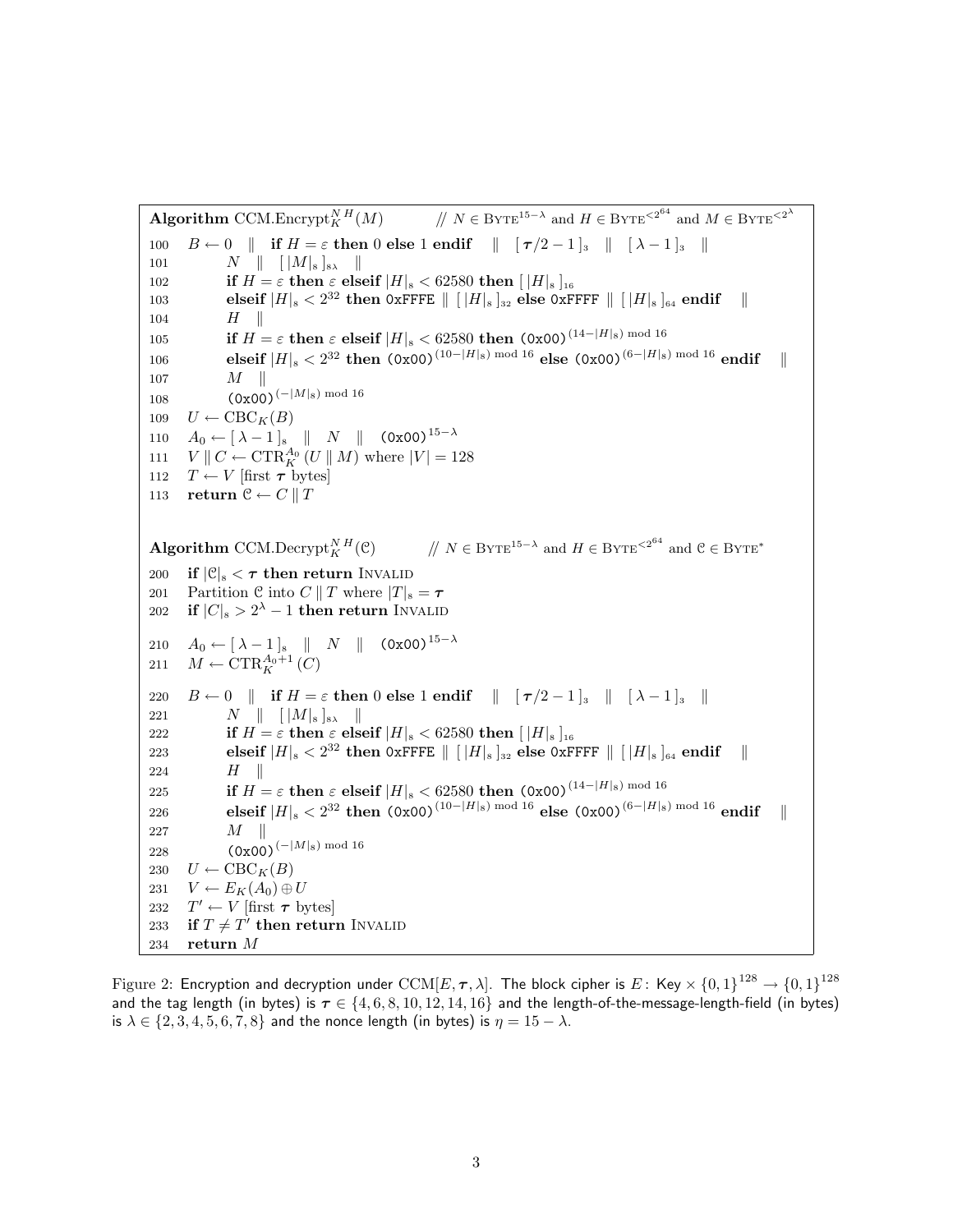**Algorithm** $\text{CCM.Encrypt}_K^{N\,H}(M)$ // $N \in \text{Byte}^{15-\lambda}$ and $H \in \text{Byte}^{<2^{64}}$ and $M \in \text{Byte}^{<2^{\lambda}}$

```
100  B ← 0 ‖ if H = ε then 0 else 1 endif ‖ [τ/2 − 1]_3 ‖ [λ − 1]_3 ‖
101        N ‖ [|M|_8]_{8λ} ‖
102        if H = ε then ε elseif |H|_8 < 62580 then [|H|_8]_16
103        elseif |H|_8 < 2^32 then 0xFFFE ‖ [|H|_8]_32 else 0xFFFF ‖ [|H|_8]_64 endif ‖
104        H ‖
105        if H = ε then ε elseif |H|_8 < 62580 then (0x00)^{(14−|H|_8) mod 16}
106        elseif |H|_8 < 2^32 then (0x00)^{(10−|H|_8) mod 16} else (0x00)^{(6−|H|_8) mod 16} endif ‖
107        M ‖
108        (0x00)^{(−|M|_8) mod 16}
109  U ← CBC_K(B)
110  A_0 ← [λ − 1]_8 ‖ N ‖ (0x00)^{15−λ}
111  V ‖ C ← CTR_K^{A_0}(U ‖ M) where |V| = 128
112  T ← V [first τ bytes]
113  return 𝒞 ← C ‖ T
```

**Algorithm** $\text{CCM.Decrypt}_K^{N\,H}(\mathcal{C})$ // $N \in \text{Byte}^{15-\lambda}$ and $H \in \text{Byte}^{<2^{64}}$ and $\mathcal{C} \in \text{Byte}^{*}$

```
200  if |𝒞|_8 < τ then return Invalid
201  Partition 𝒞 into C ‖ T where |T|_8 = τ
202  if |C|_8 > 2^λ − 1 then return Invalid

210  A_0 ← [λ − 1]_8 ‖ N ‖ (0x00)^{15−λ}
211  M ← CTR_K^{A_0+1}(C)

220  B ← 0 ‖ if H = ε then 0 else 1 endif ‖ [τ/2 − 1]_3 ‖ [λ − 1]_3 ‖
221        N ‖ [|M|_8]_{8λ} ‖
222        if H = ε then ε elseif |H|_8 < 62580 then [|H|_8]_16
223        elseif |H|_8 < 2^32 then 0xFFFE ‖ [|H|_8]_32 else 0xFFFF ‖ [|H|_8]_64 endif ‖
224        H ‖
225        if H = ε then ε elseif |H|_8 < 62580 then (0x00)^{(14−|H|_8) mod 16}
226        elseif |H|_8 < 2^32 then (0x00)^{(10−|H|_8) mod 16} else (0x00)^{(6−|H|_8) mod 16} endif ‖
227        M ‖
228        (0x00)^{(−|M|_8) mod 16}
230  U ← CBC_K(B)
231  V ← E_K(A_0) ⊕ U
232  T' ← V [first τ bytes]
233  if T ≠ T' then return Invalid
234  return M
```

Figure 2: Encryption and decryption under $\text{CCM}[E, \boldsymbol{\tau}, \lambda]$. The block cipher is $E\colon \text{Key} \times \{0,1\}^{128} \to \{0,1\}^{128}$ and the tag length (in bytes) is $\boldsymbol{\tau} \in \{4, 6, 8, 10, 12, 14, 16\}$ and the length-of-the-message-length-field (in bytes) is $\lambda \in \{2, 3, 4, 5, 6, 7, 8\}$ and the nonce length (in bytes) is $\eta = 15 - \lambda$.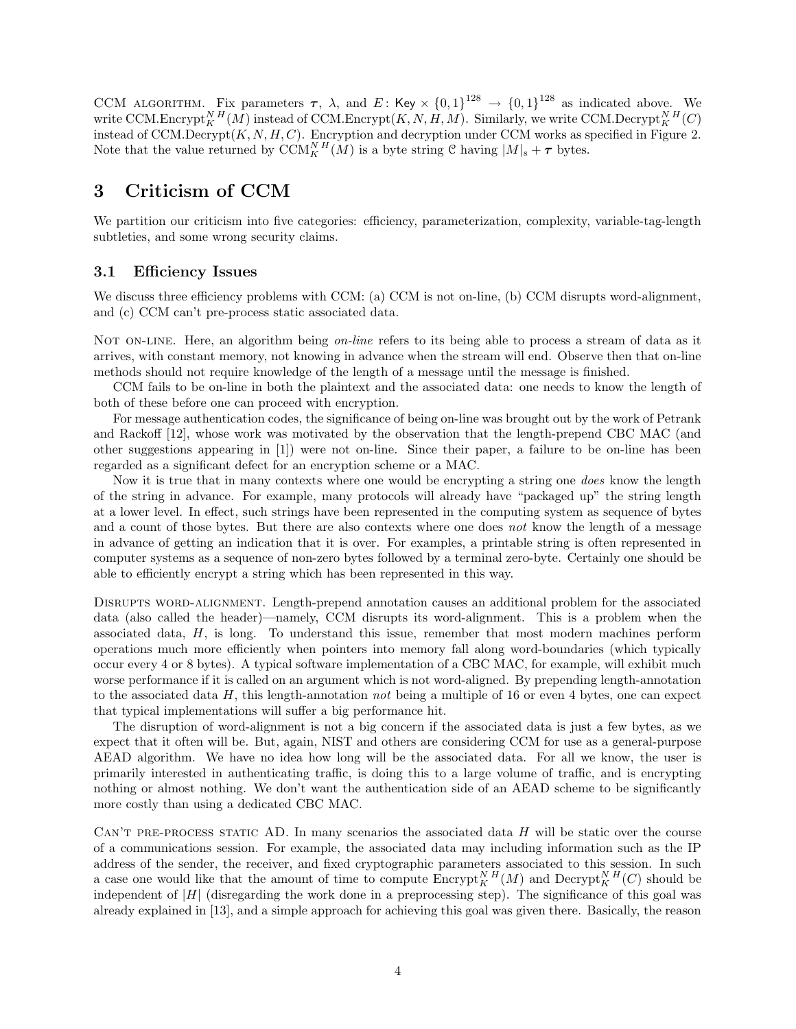CCM ALGORITHM. Fix parameters $\boldsymbol{\tau}$, $\lambda$, and $E\colon \mathsf{Key} \times \{0,1\}^{128} \to \{0,1\}^{128}$ as indicated above. We write $\text{CCM.Encrypt}_K^{N\,H}(M)$ instead of $\text{CCM.Encrypt}(K, N, H, M)$. Similarly, we write $\text{CCM.Decrypt}_K^{N\,H}(C)$ instead of $\text{CCM.Decrypt}(K, N, H, C)$. Encryption and decryption under CCM works as specified in Figure 2. Note that the value returned by $\text{CCM}_K^{N\,H}(M)$ is a byte string $\mathcal{C}$ having $|M|_{\mathrm{s}} + \boldsymbol{\tau}$ bytes.

# 3 Criticism of CCM

We partition our criticism into five categories: efficiency, parameterization, complexity, variable-tag-length subtleties, and some wrong security claims.

## 3.1 Efficiency Issues

We discuss three efficiency problems with CCM: (a) CCM is not on-line, (b) CCM disrupts word-alignment, and (c) CCM can't pre-process static associated data.

NOT ON-LINE. Here, an algorithm being *on-line* refers to its being able to process a stream of data as it arrives, with constant memory, not knowing in advance when the stream will end. Observe then that on-line methods should not require knowledge of the length of a message until the message is finished.

CCM fails to be on-line in both the plaintext and the associated data: one needs to know the length of both of these before one can proceed with encryption.

For message authentication codes, the significance of being on-line was brought out by the work of Petrank and Rackoff [12], whose work was motivated by the observation that the length-prepend CBC MAC (and other suggestions appearing in [1]) were not on-line. Since their paper, a failure to be on-line has been regarded as a significant defect for an encryption scheme or a MAC.

Now it is true that in many contexts where one would be encrypting a string one *does* know the length of the string in advance. For example, many protocols will already have "packaged up" the string length at a lower level. In effect, such strings have been represented in the computing system as sequence of bytes and a count of those bytes. But there are also contexts where one does *not* know the length of a message in advance of getting an indication that it is over. For examples, a printable string is often represented in computer systems as a sequence of non-zero bytes followed by a terminal zero-byte. Certainly one should be able to efficiently encrypt a string which has been represented in this way.

DISRUPTS WORD-ALIGNMENT. Length-prepend annotation causes an additional problem for the associated data (also called the header)—namely, CCM disrupts its word-alignment. This is a problem when the associated data, $H$, is long. To understand this issue, remember that most modern machines perform operations much more efficiently when pointers into memory fall along word-boundaries (which typically occur every 4 or 8 bytes). A typical software implementation of a CBC MAC, for example, will exhibit much worse performance if it is called on an argument which is not word-aligned. By prepending length-annotation to the associated data $H$, this length-annotation *not* being a multiple of 16 or even 4 bytes, one can expect that typical implementations will suffer a big performance hit.

The disruption of word-alignment is not a big concern if the associated data is just a few bytes, as we expect that it often will be. But, again, NIST and others are considering CCM for use as a general-purpose AEAD algorithm. We have no idea how long will be the associated data. For all we know, the user is primarily interested in authenticating traffic, is doing this to a large volume of traffic, and is encrypting nothing or almost nothing. We don't want the authentication side of an AEAD scheme to be significantly more costly than using a dedicated CBC MAC.

CAN'T PRE-PROCESS STATIC AD. In many scenarios the associated data $H$ will be static over the course of a communications session. For example, the associated data may including information such as the IP address of the sender, the receiver, and fixed cryptographic parameters associated to this session. In such a case one would like that the amount of time to compute $\text{Encrypt}_K^{N\,H}(M)$ and $\text{Decrypt}_K^{N\,H}(C)$ should be independent of $|H|$ (disregarding the work done in a preprocessing step). The significance of this goal was already explained in [13], and a simple approach for achieving this goal was given there. Basically, the reason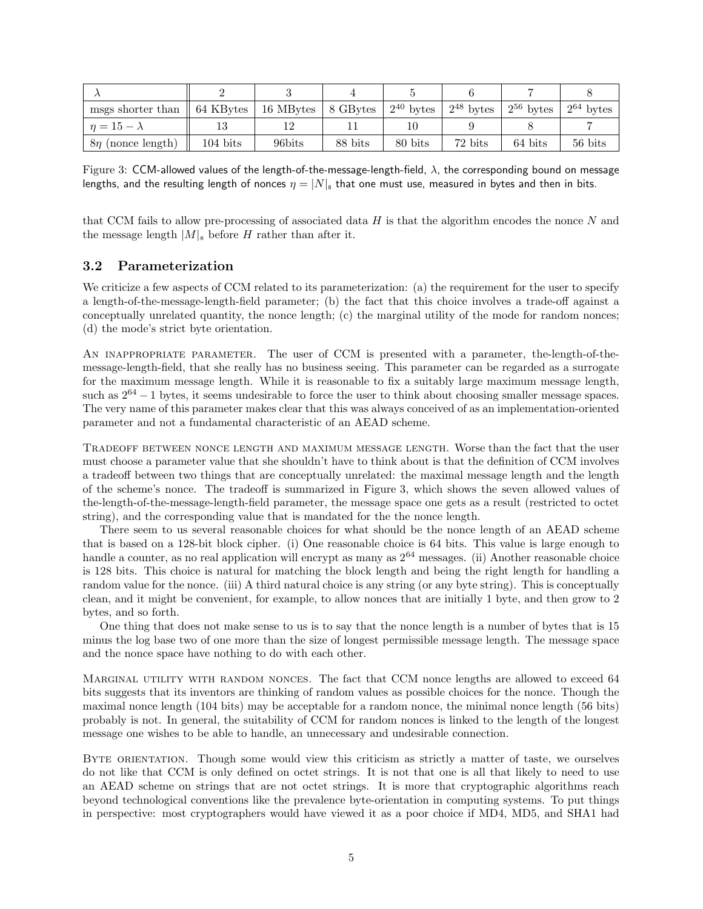| $\lambda$ | 2 | 3 | 4 | 5 | 6 | 7 | 8 |
|---|---|---|---|---|---|---|---|
| msgs shorter than | 64 KBytes | 16 MBytes | 8 GBytes | $2^{40}$ bytes | $2^{48}$ bytes | $2^{56}$ bytes | $2^{64}$ bytes |
| $\eta = 15 - \lambda$ | 13 | 12 | 11 | 10 | 9 | 8 | 7 |
| $8\eta$ (nonce length) | 104 bits | 96bits | 88 bits | 80 bits | 72 bits | 64 bits | 56 bits |

Figure 3: CCM-allowed values of the length-of-the-message-length-field, $\lambda$, the corresponding bound on message lengths, and the resulting length of nonces $\eta = |N|_8$ that one must use, measured in bytes and then in bits.

that CCM fails to allow pre-processing of associated data $H$ is that the algorithm encodes the nonce $N$ and the message length $|M|_8$ before $H$ rather than after it.

### 3.2 Parameterization

We criticize a few aspects of CCM related to its parameterization: (a) the requirement for the user to specify a length-of-the-message-length-field parameter; (b) the fact that this choice involves a trade-off against a conceptually unrelated quantity, the nonce length; (c) the marginal utility of the mode for random nonces; (d) the mode's strict byte orientation.

An inappropriate parameter. The user of CCM is presented with a parameter, the-length-of-the-message-length-field, that she really has no business seeing. This parameter can be regarded as a surrogate for the maximum message length. While it is reasonable to fix a suitably large maximum message length, such as $2^{64} - 1$ bytes, it seems undesirable to force the user to think about choosing smaller message spaces. The very name of this parameter makes clear that this was always conceived of as an implementation-oriented parameter and not a fundamental characteristic of an AEAD scheme.

Tradeoff between nonce length and maximum message length. Worse than the fact that the user must choose a parameter value that she shouldn't have to think about is that the definition of CCM involves a tradeoff between two things that are conceptually unrelated: the maximal message length and the length of the scheme's nonce. The tradeoff is summarized in Figure 3, which shows the seven allowed values of the-length-of-the-message-length-field parameter, the message space one gets as a result (restricted to octet string), and the corresponding value that is mandated for the the nonce length.

There seem to us several reasonable choices for what should be the nonce length of an AEAD scheme that is based on a 128-bit block cipher. (i) One reasonable choice is 64 bits. This value is large enough to handle a counter, as no real application will encrypt as many as $2^{64}$ messages. (ii) Another reasonable choice is 128 bits. This choice is natural for matching the block length and being the right length for handling a random value for the nonce. (iii) A third natural choice is any string (or any byte string). This is conceptually clean, and it might be convenient, for example, to allow nonces that are initially 1 byte, and then grow to 2 bytes, and so forth.

One thing that does not make sense to us is to say that the nonce length is a number of bytes that is 15 minus the log base two of one more than the size of longest permissible message length. The message space and the nonce space have nothing to do with each other.

Marginal utility with random nonces. The fact that CCM nonce lengths are allowed to exceed 64 bits suggests that its inventors are thinking of random values as possible choices for the nonce. Though the maximal nonce length (104 bits) may be acceptable for a random nonce, the minimal nonce length (56 bits) probably is not. In general, the suitability of CCM for random nonces is linked to the length of the longest message one wishes to be able to handle, an unnecessary and undesirable connection.

Byte orientation. Though some would view this criticism as strictly a matter of taste, we ourselves do not like that CCM is only defined on octet strings. It is not that one is all that likely to need to use an AEAD scheme on strings that are not octet strings. It is more that cryptographic algorithms reach beyond technological conventions like the prevalence byte-orientation in computing systems. To put things in perspective: most cryptographers would have viewed it as a poor choice if MD4, MD5, and SHA1 had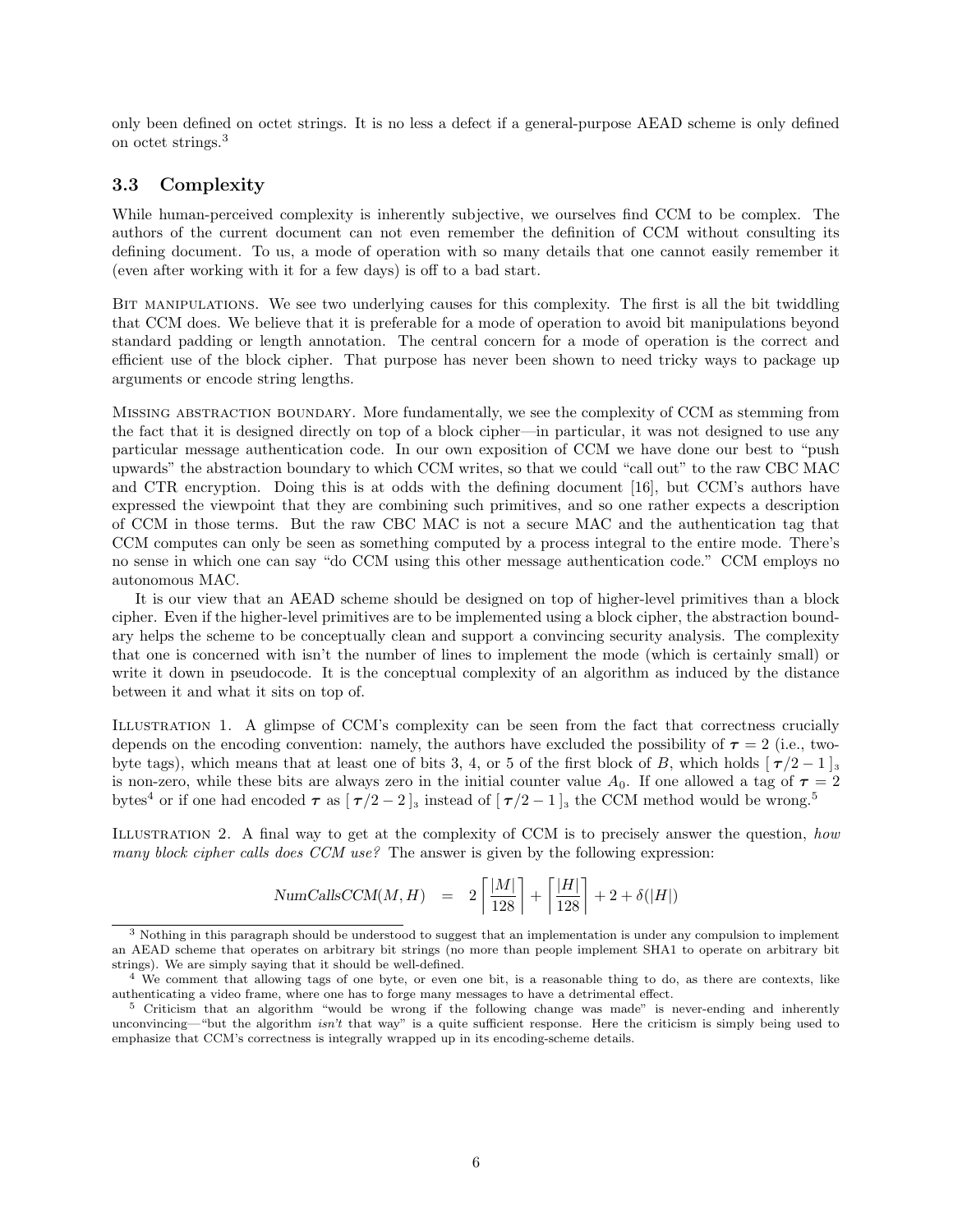only been defined on octet strings. It is no less a defect if a general-purpose AEAD scheme is only defined on octet strings.[3]

### 3.3 Complexity

While human-perceived complexity is inherently subjective, we ourselves find CCM to be complex. The authors of the current document can not even remember the definition of CCM without consulting its defining document. To us, a mode of operation with so many details that one cannot easily remember it (even after working with it for a few days) is off to a bad start.

BIT MANIPULATIONS. We see two underlying causes for this complexity. The first is all the bit twiddling that CCM does. We believe that it is preferable for a mode of operation to avoid bit manipulations beyond standard padding or length annotation. The central concern for a mode of operation is the correct and efficient use of the block cipher. That purpose has never been shown to need tricky ways to package up arguments or encode string lengths.

MISSING ABSTRACTION BOUNDARY. More fundamentally, we see the complexity of CCM as stemming from the fact that it is designed directly on top of a block cipher—in particular, it was not designed to use any particular message authentication code. In our own exposition of CCM we have done our best to "push upwards" the abstraction boundary to which CCM writes, so that we could "call out" to the raw CBC MAC and CTR encryption. Doing this is at odds with the defining document [16], but CCM's authors have expressed the viewpoint that they are combining such primitives, and so one rather expects a description of CCM in those terms. But the raw CBC MAC is not a secure MAC and the authentication tag that CCM computes can only be seen as something computed by a process integral to the entire mode. There's no sense in which one can say "do CCM using this other message authentication code." CCM employs no autonomous MAC.

It is our view that an AEAD scheme should be designed on top of higher-level primitives than a block cipher. Even if the higher-level primitives are to be implemented using a block cipher, the abstraction boundary helps the scheme to be conceptually clean and support a convincing security analysis. The complexity that one is concerned with isn't the number of lines to implement the mode (which is certainly small) or write it down in pseudocode. It is the conceptual complexity of an algorithm as induced by the distance between it and what it sits on top of.

ILLUSTRATION 1. A glimpse of CCM's complexity can be seen from the fact that correctness crucially depends on the encoding convention: namely, the authors have excluded the possibility of $\boldsymbol{\tau} = 2$ (i.e., two-byte tags), which means that at least one of bits 3, 4, or 5 of the first block of $B$, which holds $[\,\boldsymbol{\tau}/2 - 1\,]_3$ is non-zero, while these bits are always zero in the initial counter value $A_0$. If one allowed a tag of $\boldsymbol{\tau} = 2$ bytes[4] or if one had encoded $\boldsymbol{\tau}$ as $[\,\boldsymbol{\tau}/2 - 2\,]_3$ instead of $[\,\boldsymbol{\tau}/2 - 1\,]_3$ the CCM method would be wrong.[5]

ILLUSTRATION 2. A final way to get at the complexity of CCM is to precisely answer the question, *how many block cipher calls does CCM use?* The answer is given by the following expression:

$$\mathit{NumCallsCCM}(M, H) \quad = \quad 2\left\lceil \frac{|M|}{128} \right\rceil + \left\lceil \frac{|H|}{128} \right\rceil + 2 + \delta(|H|)$$

---

[3] Nothing in this paragraph should be understood to suggest that an implementation is under any compulsion to implement an AEAD scheme that operates on arbitrary bit strings (no more than people implement SHA1 to operate on arbitrary bit strings). We are simply saying that it should be well-defined.

[4] We comment that allowing tags of one byte, or even one bit, is a reasonable thing to do, as there are contexts, like authenticating a video frame, where one has to forge many messages to have a detrimental effect.

[5] Criticism that an algorithm "would be wrong if the following change was made" is never-ending and inherently unconvincing—"but the algorithm *isn't* that way" is a quite sufficient response. Here the criticism is simply being used to emphasize that CCM's correctness is integrally wrapped up in its encoding-scheme details.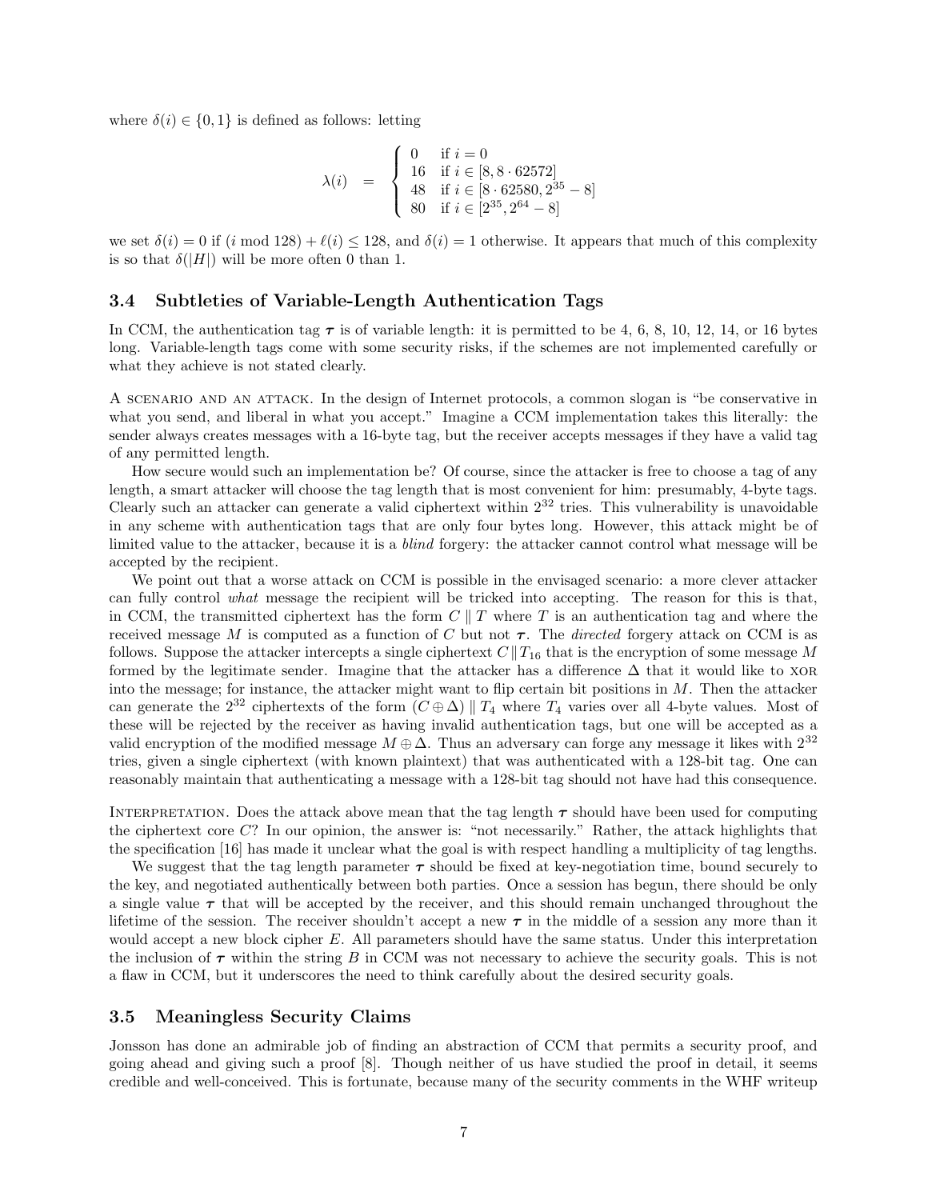where $\delta(i) \in \{0,1\}$ is defined as follows: letting

$$\lambda(i) \quad = \quad \begin{cases} 0 & \text{if } i = 0 \\ 16 & \text{if } i \in [8, 8 \cdot 62572] \\ 48 & \text{if } i \in [8 \cdot 62580, 2^{35} - 8] \\ 80 & \text{if } i \in [2^{35}, 2^{64} - 8] \end{cases}$$

we set $\delta(i) = 0$ if $(i \bmod 128) + \ell(i) \leq 128$, and $\delta(i) = 1$ otherwise. It appears that much of this complexity is so that $\delta(|H|)$ will be more often 0 than 1.

### 3.4 Subtleties of Variable-Length Authentication Tags

In CCM, the authentication tag $\boldsymbol{\tau}$ is of variable length: it is permitted to be 4, 6, 8, 10, 12, 14, or 16 bytes long. Variable-length tags come with some security risks, if the schemes are not implemented carefully or what they achieve is not stated clearly.

A scenario and an attack. In the design of Internet protocols, a common slogan is "be conservative in what you send, and liberal in what you accept." Imagine a CCM implementation takes this literally: the sender always creates messages with a 16-byte tag, but the receiver accepts messages if they have a valid tag of any permitted length.

How secure would such an implementation be? Of course, since the attacker is free to choose a tag of any length, a smart attacker will choose the tag length that is most convenient for him: presumably, 4-byte tags. Clearly such an attacker can generate a valid ciphertext within $2^{32}$ tries. This vulnerability is unavoidable in any scheme with authentication tags that are only four bytes long. However, this attack might be of limited value to the attacker, because it is a *blind* forgery: the attacker cannot control what message will be accepted by the recipient.

We point out that a worse attack on CCM is possible in the envisaged scenario: a more clever attacker can fully control *what* message the recipient will be tricked into accepting. The reason for this is that, in CCM, the transmitted ciphertext has the form $C \parallel T$ where $T$ is an authentication tag and where the received message $M$ is computed as a function of $C$ but not $\boldsymbol{\tau}$. The *directed* forgery attack on CCM is as follows. Suppose the attacker intercepts a single ciphertext $C \parallel T_{16}$ that is the encryption of some message $M$ formed by the legitimate sender. Imagine that the attacker has a difference $\Delta$ that it would like to xor into the message; for instance, the attacker might want to flip certain bit positions in $M$. Then the attacker can generate the $2^{32}$ ciphertexts of the form $(C \oplus \Delta) \parallel T_4$ where $T_4$ varies over all 4-byte values. Most of these will be rejected by the receiver as having invalid authentication tags, but one will be accepted as a valid encryption of the modified message $M \oplus \Delta$. Thus an adversary can forge any message it likes with $2^{32}$ tries, given a single ciphertext (with known plaintext) that was authenticated with a 128-bit tag. One can reasonably maintain that authenticating a message with a 128-bit tag should not have had this consequence.

Interpretation. Does the attack above mean that the tag length $\boldsymbol{\tau}$ should have been used for computing the ciphertext core $C$? In our opinion, the answer is: "not necessarily." Rather, the attack highlights that the specification [16] has made it unclear what the goal is with respect handling a multiplicity of tag lengths.

We suggest that the tag length parameter $\boldsymbol{\tau}$ should be fixed at key-negotiation time, bound securely to the key, and negotiated authentically between both parties. Once a session has begun, there should be only a single value $\boldsymbol{\tau}$ that will be accepted by the receiver, and this should remain unchanged throughout the lifetime of the session. The receiver shouldn't accept a new $\boldsymbol{\tau}$ in the middle of a session any more than it would accept a new block cipher $E$. All parameters should have the same status. Under this interpretation the inclusion of $\boldsymbol{\tau}$ within the string $B$ in CCM was not necessary to achieve the security goals. This is not a flaw in CCM, but it underscores the need to think carefully about the desired security goals.

### 3.5 Meaningless Security Claims

Jonsson has done an admirable job of finding an abstraction of CCM that permits a security proof, and going ahead and giving such a proof [8]. Though neither of us have studied the proof in detail, it seems credible and well-conceived. This is fortunate, because many of the security comments in the WHF writeup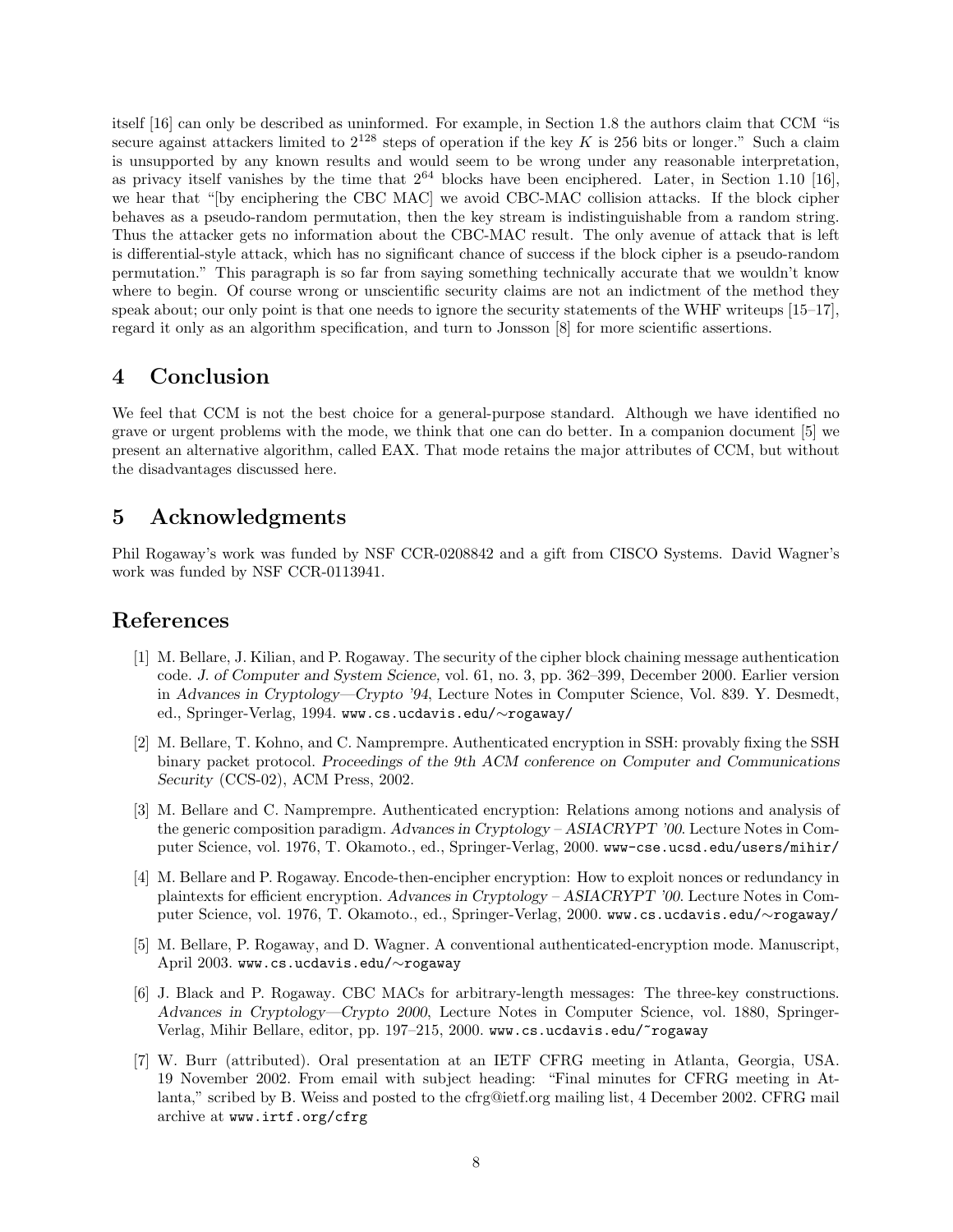itself [16] can only be described as uninformed. For example, in Section 1.8 the authors claim that CCM "is secure against attackers limited to $2^{128}$ steps of operation if the key $K$ is 256 bits or longer." Such a claim is unsupported by any known results and would seem to be wrong under any reasonable interpretation, as privacy itself vanishes by the time that $2^{64}$ blocks have been enciphered. Later, in Section 1.10 [16], we hear that "[by enciphering the CBC MAC] we avoid CBC-MAC collision attacks. If the block cipher behaves as a pseudo-random permutation, then the key stream is indistinguishable from a random string. Thus the attacker gets no information about the CBC-MAC result. The only avenue of attack that is left is differential-style attack, which has no significant chance of success if the block cipher is a pseudo-random permutation." This paragraph is so far from saying something technically accurate that we wouldn't know where to begin. Of course wrong or unscientific security claims are not an indictment of the method they speak about; our only point is that one needs to ignore the security statements of the WHF writeups [15–17], regard it only as an algorithm specification, and turn to Jonsson [8] for more scientific assertions.

## 4 Conclusion

We feel that CCM is not the best choice for a general-purpose standard. Although we have identified no grave or urgent problems with the mode, we think that one can do better. In a companion document [5] we present an alternative algorithm, called EAX. That mode retains the major attributes of CCM, but without the disadvantages discussed here.

## 5 Acknowledgments

Phil Rogaway's work was funded by NSF CCR-0208842 and a gift from CISCO Systems. David Wagner's work was funded by NSF CCR-0113941.

## References

[1] M. Bellare, J. Kilian, and P. Rogaway. The security of the cipher block chaining message authentication code. *J. of Computer and System Science,* vol. 61, no. 3, pp. 362–399, December 2000. Earlier version in *Advances in Cryptology—Crypto '94*, Lecture Notes in Computer Science, Vol. 839. Y. Desmedt, ed., Springer-Verlag, 1994. `www.cs.ucdavis.edu/∼rogaway/`

[2] M. Bellare, T. Kohno, and C. Namprempre. Authenticated encryption in SSH: provably fixing the SSH binary packet protocol. *Proceedings of the 9th ACM conference on Computer and Communications Security* (CCS-02), ACM Press, 2002.

[3] M. Bellare and C. Namprempre. Authenticated encryption: Relations among notions and analysis of the generic composition paradigm. *Advances in Cryptology – ASIACRYPT '00*. Lecture Notes in Computer Science, vol. 1976, T. Okamoto., ed., Springer-Verlag, 2000. `www-cse.ucsd.edu/users/mihir/`

[4] M. Bellare and P. Rogaway. Encode-then-encipher encryption: How to exploit nonces or redundancy in plaintexts for efficient encryption. *Advances in Cryptology – ASIACRYPT '00.* Lecture Notes in Computer Science, vol. 1976, T. Okamoto., ed., Springer-Verlag, 2000. `www.cs.ucdavis.edu/∼rogaway/`

[5] M. Bellare, P. Rogaway, and D. Wagner. A conventional authenticated-encryption mode. Manuscript, April 2003. `www.cs.ucdavis.edu/∼rogaway`

[6] J. Black and P. Rogaway. CBC MACs for arbitrary-length messages: The three-key constructions. *Advances in Cryptology—Crypto 2000*, Lecture Notes in Computer Science, vol. 1880, Springer-Verlag, Mihir Bellare, editor, pp. 197–215, 2000. `www.cs.ucdavis.edu/~rogaway`

[7] W. Burr (attributed). Oral presentation at an IETF CFRG meeting in Atlanta, Georgia, USA. 19 November 2002. From email with subject heading: "Final minutes for CFRG meeting in Atlanta," scribed by B. Weiss and posted to the cfrg@ietf.org mailing list, 4 December 2002. CFRG mail archive at `www.irtf.org/cfrg`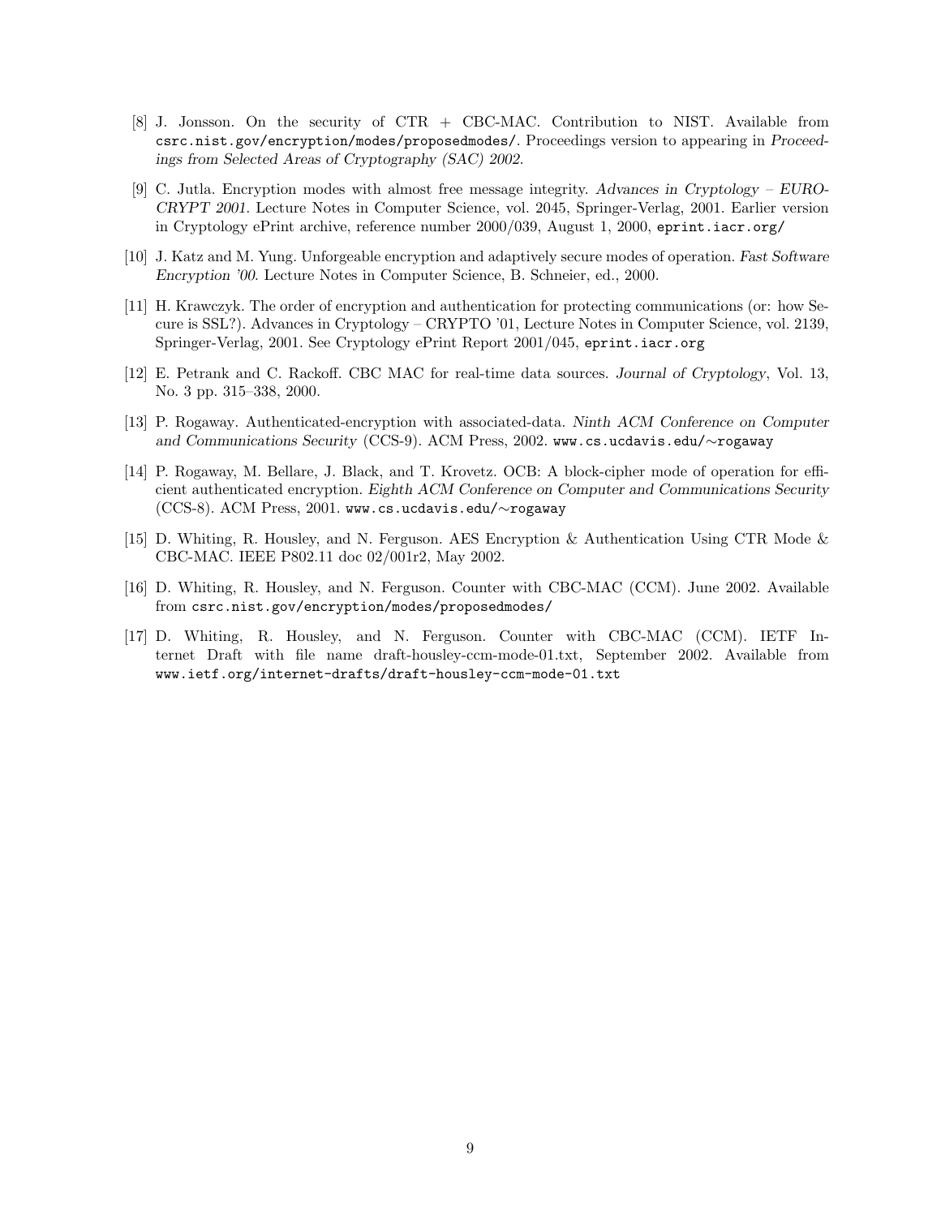[8] J. Jonsson. On the security of CTR + CBC-MAC. Contribution to NIST. Available from `csrc.nist.gov/encryption/modes/proposedmodes/`. Proceedings version to appearing in *Proceedings from Selected Areas of Cryptography (SAC) 2002*.

[9] C. Jutla. Encryption modes with almost free message integrity. *Advances in Cryptology – EUROCRYPT 2001*. Lecture Notes in Computer Science, vol. 2045, Springer-Verlag, 2001. Earlier version in Cryptology ePrint archive, reference number 2000/039, August 1, 2000, `eprint.iacr.org/`

[10] J. Katz and M. Yung. Unforgeable encryption and adaptively secure modes of operation. *Fast Software Encryption '00*. Lecture Notes in Computer Science, B. Schneier, ed., 2000.

[11] H. Krawczyk. The order of encryption and authentication for protecting communications (or: how Secure is SSL?). Advances in Cryptology – CRYPTO '01, Lecture Notes in Computer Science, vol. 2139, Springer-Verlag, 2001. See Cryptology ePrint Report 2001/045, `eprint.iacr.org`

[12] E. Petrank and C. Rackoff. CBC MAC for real-time data sources. *Journal of Cryptology*, Vol. 13, No. 3 pp. 315–338, 2000.

[13] P. Rogaway. Authenticated-encryption with associated-data. *Ninth ACM Conference on Computer and Communications Security* (CCS-9). ACM Press, 2002. `www.cs.ucdavis.edu/∼rogaway`

[14] P. Rogaway, M. Bellare, J. Black, and T. Krovetz. OCB: A block-cipher mode of operation for efficient authenticated encryption. *Eighth ACM Conference on Computer and Communications Security* (CCS-8). ACM Press, 2001. `www.cs.ucdavis.edu/∼rogaway`

[15] D. Whiting, R. Housley, and N. Ferguson. AES Encryption & Authentication Using CTR Mode & CBC-MAC. IEEE P802.11 doc 02/001r2, May 2002.

[16] D. Whiting, R. Housley, and N. Ferguson. Counter with CBC-MAC (CCM). June 2002. Available from `csrc.nist.gov/encryption/modes/proposedmodes/`

[17] D. Whiting, R. Housley, and N. Ferguson. Counter with CBC-MAC (CCM). IETF Internet Draft with file name draft-housley-ccm-mode-01.txt, September 2002. Available from `www.ietf.org/internet-drafts/draft-housley-ccm-mode-01.txt`